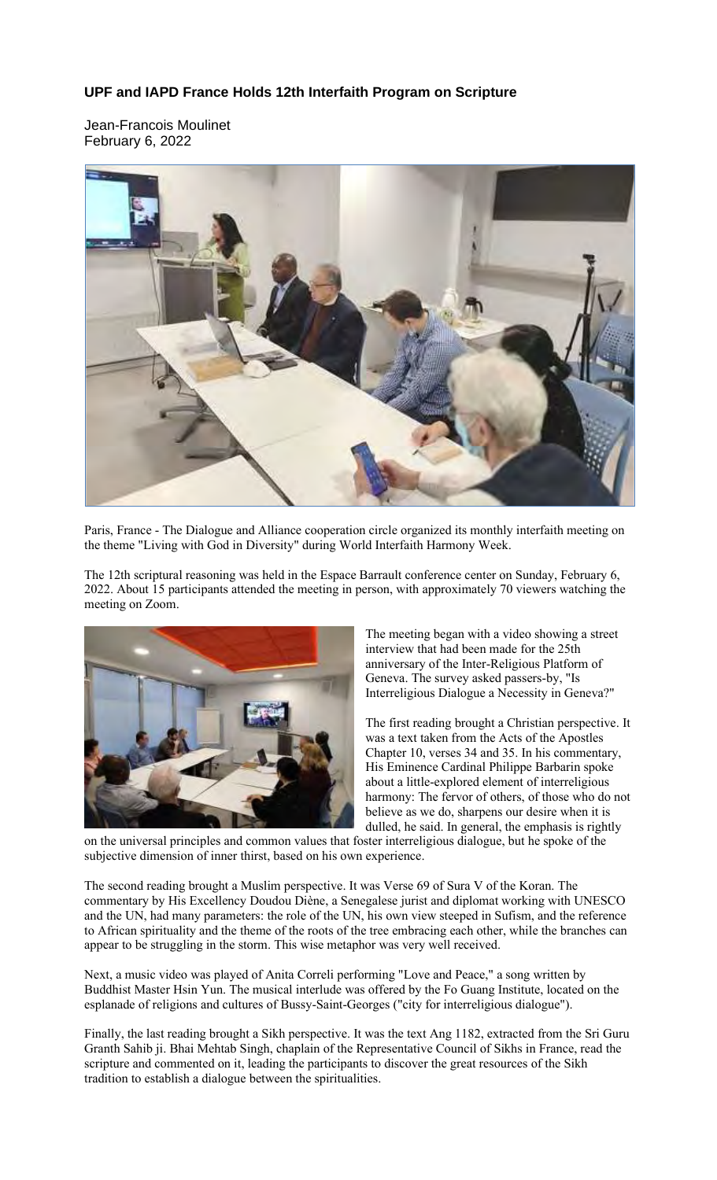# UPF and IAPD France Holds 12th Interfaith Program on Scripture

Jean-Francois Moulinet
February 6, 2022

Paris, France - The Dialogue and Alliance cooperation circle organized its monthly interfaith meeting on the theme "Living with God in Diversity" during World Interfaith Harmony Week.

The 12th scriptural reasoning was held in the Espace Barrault conference center on Sunday, February 6, 2022. About 15 participants attended the meeting in person, with approximately 70 viewers watching the meeting on Zoom.

The meeting began with a video showing a street interview that had been made for the 25th anniversary of the Inter-Religious Platform of Geneva. The survey asked passers-by, "Is Interreligious Dialogue a Necessity in Geneva?"

The first reading brought a Christian perspective. It was a text taken from the Acts of the Apostles Chapter 10, verses 34 and 35. In his commentary, His Eminence Cardinal Philippe Barbarin spoke about a little-explored element of interreligious harmony: The fervor of others, of those who do not believe as we do, sharpens our desire when it is dulled, he said. In general, the emphasis is rightly on the universal principles and common values that foster interreligious dialogue, but he spoke of the subjective dimension of inner thirst, based on his own experience.

The second reading brought a Muslim perspective. It was Verse 69 of Sura V of the Koran. The commentary by His Excellency Doudou Diène, a Senegalese jurist and diplomat working with UNESCO and the UN, had many parameters: the role of the UN, his own view steeped in Sufism, and the reference to African spirituality and the theme of the roots of the tree embracing each other, while the branches can appear to be struggling in the storm. This wise metaphor was very well received.

Next, a music video was played of Anita Correli performing "Love and Peace," a song written by Buddhist Master Hsin Yun. The musical interlude was offered by the Fo Guang Institute, located on the esplanade of religions and cultures of Bussy-Saint-Georges ("city for interreligious dialogue").

Finally, the last reading brought a Sikh perspective. It was the text Ang 1182, extracted from the Sri Guru Granth Sahib ji. Bhai Mehtab Singh, chaplain of the Representative Council of Sikhs in France, read the scripture and commented on it, leading the participants to discover the great resources of the Sikh tradition to establish a dialogue between the spiritualities.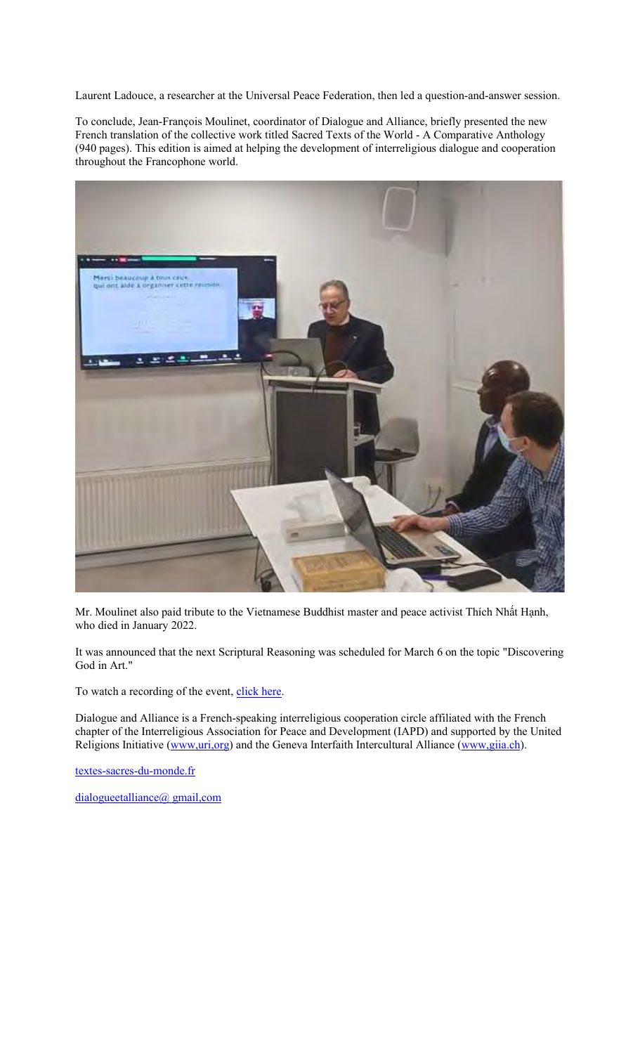Laurent Ladouce, a researcher at the Universal Peace Federation, then led a question-and-answer session.

To conclude, Jean-François Moulinet, coordinator of Dialogue and Alliance, briefly presented the new French translation of the collective work titled Sacred Texts of the World - A Comparative Anthology (940 pages). This edition is aimed at helping the development of interreligious dialogue and cooperation throughout the Francophone world.

Mr. Moulinet also paid tribute to the Vietnamese Buddhist master and peace activist Thích Nhất Hạnh, who died in January 2022.

It was announced that the next Scriptural Reasoning was scheduled for March 6 on the topic "Discovering God in Art."

To watch a recording of the event, [click here](#).

Dialogue and Alliance is a French-speaking interreligious cooperation circle affiliated with the French chapter of the Interreligious Association for Peace and Development (IAPD) and supported by the United Religions Initiative (www,uri,org) and the Geneva Interfaith Intercultural Alliance (www,giia.ch).

textes-sacres-du-monde.fr

dialogueetalliance@ gmail,com